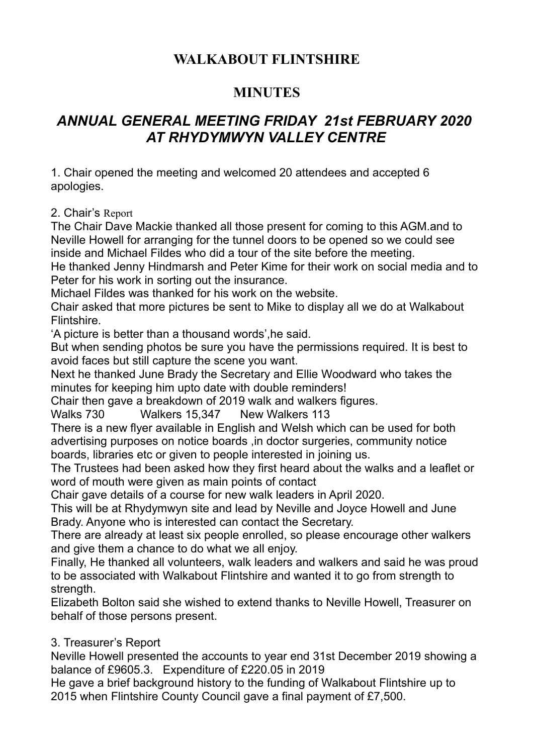# WALKABOUT FLINTSHIRE

## MINUTES

## *ANNUAL GENERAL MEETING FRIDAY 21st FEBRUARY 2020 AT RHYDYMWYN VALLEY CENTRE*

1. Chair opened the meeting and welcomed 20 attendees and accepted 6 apologies.

2. Chair's Report

The Chair Dave Mackie thanked all those present for coming to this AGM.and to Neville Howell for arranging for the tunnel doors to be opened so we could see inside and Michael Fildes who did a tour of the site before the meeting.
He thanked Jenny Hindmarsh and Peter Kime for their work on social media and to Peter for his work in sorting out the insurance.
Michael Fildes was thanked for his work on the website.
Chair asked that more pictures be sent to Mike to display all we do at Walkabout Flintshire.
'A picture is better than a thousand words',he said.
But when sending photos be sure you have the permissions required. It is best to avoid faces but still capture the scene you want.
Next he thanked June Brady the Secretary and Ellie Woodward who takes the minutes for keeping him upto date with double reminders!
Chair then gave a breakdown of 2019 walk and walkers figures.
Walks 730 Walkers 15,347 New Walkers 113
There is a new flyer available in English and Welsh which can be used for both advertising purposes on notice boards ,in doctor surgeries, community notice boards, libraries etc or given to people interested in joining us.
The Trustees had been asked how they first heard about the walks and a leaflet or word of mouth were given as main points of contact
Chair gave details of a course for new walk leaders in April 2020.
This will be at Rhydymwyn site and lead by Neville and Joyce Howell and June Brady. Anyone who is interested can contact the Secretary.
There are already at least six people enrolled, so please encourage other walkers and give them a chance to do what we all enjoy.
Finally, He thanked all volunteers, walk leaders and walkers and said he was proud to be associated with Walkabout Flintshire and wanted it to go from strength to strength.
Elizabeth Bolton said she wished to extend thanks to Neville Howell, Treasurer on behalf of those persons present.

3. Treasurer's Report

Neville Howell presented the accounts to year end 31st December 2019 showing a balance of £9605.3. Expenditure of £220.05 in 2019
He gave a brief background history to the funding of Walkabout Flintshire up to 2015 when Flintshire County Council gave a final payment of £7,500.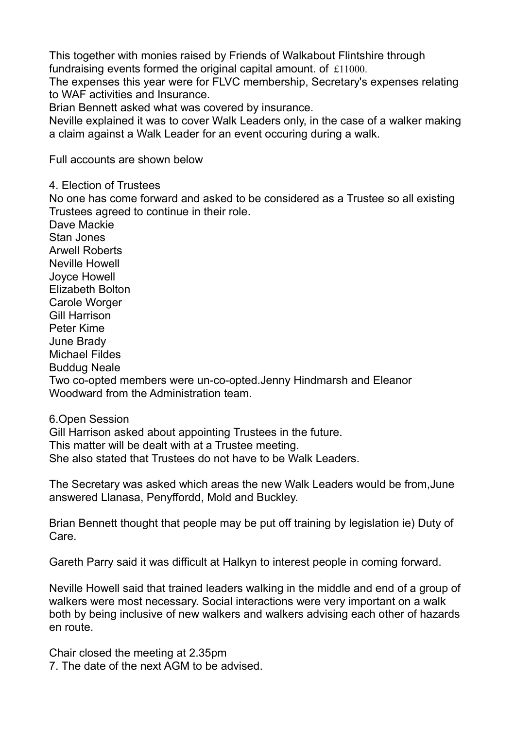This together with monies raised by Friends of Walkabout Flintshire through fundraising events formed the original capital amount. of £11000.

The expenses this year were for FLVC membership, Secretary's expenses relating to WAF activities and Insurance.

Brian Bennett asked what was covered by insurance.

Neville explained it was to cover Walk Leaders only, in the case of a walker making a claim against a Walk Leader for an event occuring during a walk.

Full accounts are shown below

4. Election of Trustees

No one has come forward and asked to be considered as a Trustee so all existing Trustees agreed to continue in their role.

Dave Mackie  
Stan Jones  
Arwell Roberts  
Neville Howell  
Joyce Howell  
Elizabeth Bolton  
Carole Worger  
Gill Harrison  
Peter Kime  
June Brady  
Michael Fildes  
Buddug Neale  
Two co-opted members were un-co-opted.Jenny Hindmarsh and Eleanor Woodward from the Administration team.

6.Open Session

Gill Harrison asked about appointing Trustees in the future.  
This matter will be dealt with at a Trustee meeting.  
She also stated that Trustees do not have to be Walk Leaders.

The Secretary was asked which areas the new Walk Leaders would be from,June answered Llanasa, Penyffordd, Mold and Buckley.

Brian Bennett thought that people may be put off training by legislation ie) Duty of Care.

Gareth Parry said it was difficult at Halkyn to interest people in coming forward.

Neville Howell said that trained leaders walking in the middle and end of a group of walkers were most necessary. Social interactions were very important on a walk both by being inclusive of new walkers and walkers advising each other of hazards en route.

Chair closed the meeting at 2.35pm  
7. The date of the next AGM to be advised.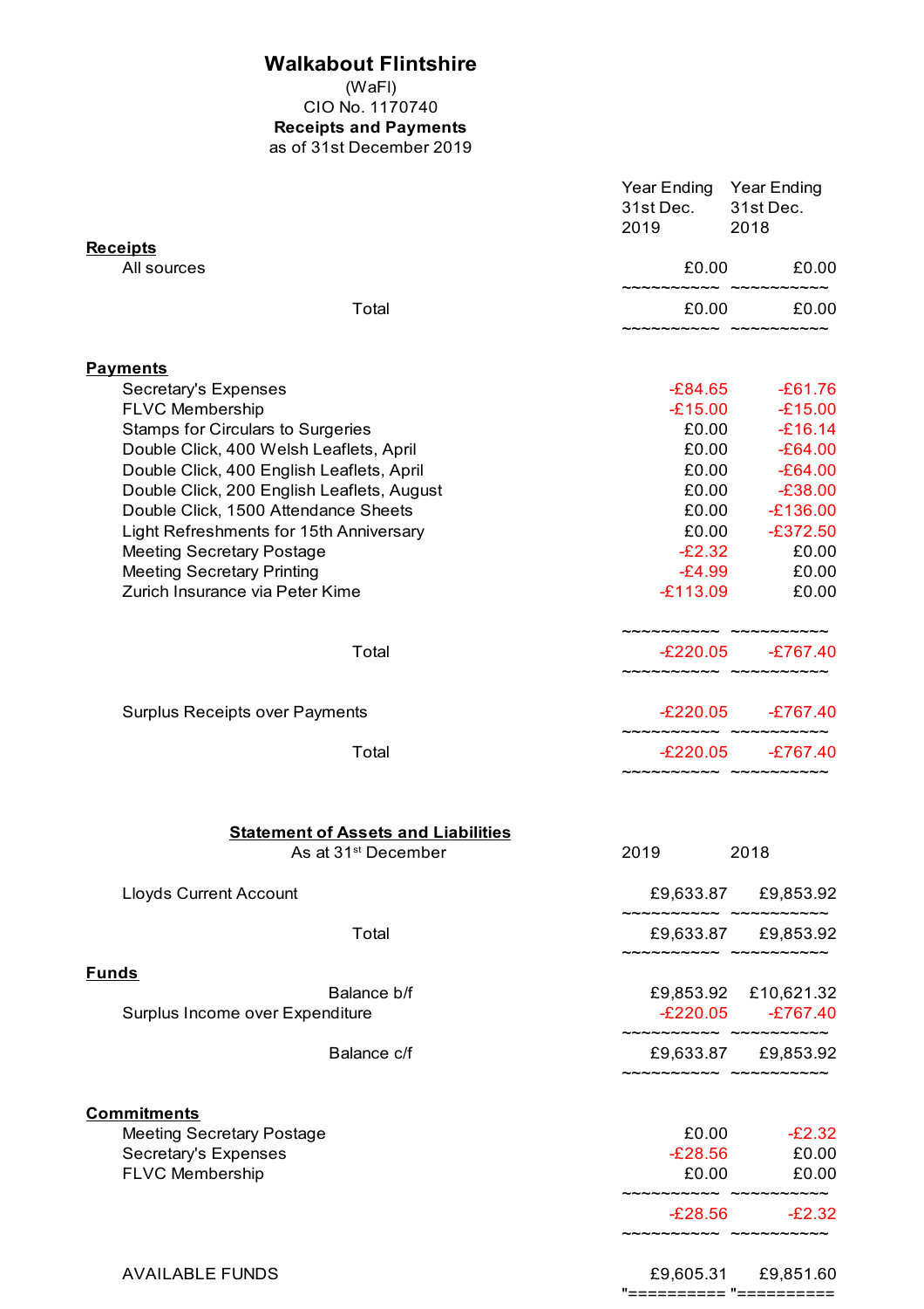# Walkabout Flintshire

(WaFl)
CIO No. 1170740
**Receipts and Payments**
as of 31st December 2019

| | Year Ending 31st Dec. 2019 | Year Ending 31st Dec. 2018 |
|---|---|---|
| **Receipts** | | |
| All sources | £0.00 | £0.00 |
| Total | £0.00 | £0.00 |
| **Payments** | | |
| Secretary's Expenses | -£84.65 | -£61.76 |
| FLVC Membership | -£15.00 | -£15.00 |
| Stamps for Circulars to Surgeries | £0.00 | -£16.14 |
| Double Click, 400 Welsh Leaflets, April | £0.00 | -£64.00 |
| Double Click, 400 English Leaflets, April | £0.00 | -£64.00 |
| Double Click, 200 English Leaflets, August | £0.00 | -£38.00 |
| Double Click, 1500 Attendance Sheets | £0.00 | -£136.00 |
| Light Refreshments for 15th Anniversary | £0.00 | -£372.50 |
| Meeting Secretary Postage | -£2.32 | £0.00 |
| Meeting Secretary Printing | -£4.99 | £0.00 |
| Zurich Insurance via Peter Kime | -£113.09 | £0.00 |
| Total | -£220.05 | -£767.40 |
| Surplus Receipts over Payments | -£220.05 | -£767.40 |
| Total | -£220.05 | -£767.40 |

## Statement of Assets and Liabilities

As at 31[st] December

| | 2019 | 2018 |
|---|---|---|
| Lloyds Current Account | £9,633.87 | £9,853.92 |
| Total | £9,633.87 | £9,853.92 |
| **Funds** | | |
| Balance b/f | £9,853.92 | £10,621.32 |
| Surplus Income over Expenditure | -£220.05 | -£767.40 |
| Balance c/f | £9,633.87 | £9,853.92 |
| **Commitments** | | |
| Meeting Secretary Postage | £0.00 | -£2.32 |
| Secretary's Expenses | -£28.56 | £0.00 |
| FLVC Membership | £0.00 | £0.00 |
| | -£28.56 | -£2.32 |
| AVAILABLE FUNDS | £9,605.31 | £9,851.60 |